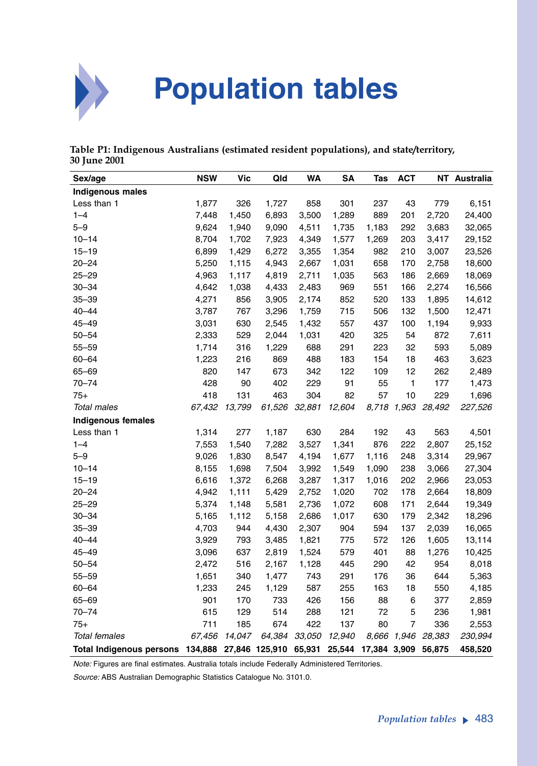# Population tables

**Table P1: Indigenous Australians (estimated resident populations), and state/territory, 30 June 2001**

| Sex/age | NSW | Vic | Qld | WA | SA | Tas | ACT | NT | Australia |
|---|---|---|---|---|---|---|---|---|---|
| **Indigenous males** | | | | | | | | | |
| Less than 1 | 1,877 | 326 | 1,727 | 858 | 301 | 237 | 43 | 779 | 6,151 |
| 1–4 | 7,448 | 1,450 | 6,893 | 3,500 | 1,289 | 889 | 201 | 2,720 | 24,400 |
| 5–9 | 9,624 | 1,940 | 9,090 | 4,511 | 1,735 | 1,183 | 292 | 3,683 | 32,065 |
| 10–14 | 8,704 | 1,702 | 7,923 | 4,349 | 1,577 | 1,269 | 203 | 3,417 | 29,152 |
| 15–19 | 6,899 | 1,429 | 6,272 | 3,355 | 1,354 | 982 | 210 | 3,007 | 23,526 |
| 20–24 | 5,250 | 1,115 | 4,943 | 2,667 | 1,031 | 658 | 170 | 2,758 | 18,600 |
| 25–29 | 4,963 | 1,117 | 4,819 | 2,711 | 1,035 | 563 | 186 | 2,669 | 18,069 |
| 30–34 | 4,642 | 1,038 | 4,433 | 2,483 | 969 | 551 | 166 | 2,274 | 16,566 |
| 35–39 | 4,271 | 856 | 3,905 | 2,174 | 852 | 520 | 133 | 1,895 | 14,612 |
| 40–44 | 3,787 | 767 | 3,296 | 1,759 | 715 | 506 | 132 | 1,500 | 12,471 |
| 45–49 | 3,031 | 630 | 2,545 | 1,432 | 557 | 437 | 100 | 1,194 | 9,933 |
| 50–54 | 2,333 | 529 | 2,044 | 1,031 | 420 | 325 | 54 | 872 | 7,611 |
| 55–59 | 1,714 | 316 | 1,229 | 688 | 291 | 223 | 32 | 593 | 5,089 |
| 60–64 | 1,223 | 216 | 869 | 488 | 183 | 154 | 18 | 463 | 3,623 |
| 65–69 | 820 | 147 | 673 | 342 | 122 | 109 | 12 | 262 | 2,489 |
| 70–74 | 428 | 90 | 402 | 229 | 91 | 55 | 1 | 177 | 1,473 |
| 75+ | 418 | 131 | 463 | 304 | 82 | 57 | 10 | 229 | 1,696 |
| *Total males* | *67,432* | *13,799* | *61,526* | *32,881* | *12,604* | *8,718* | *1,963* | *28,492* | *227,526* |
| **Indigenous females** | | | | | | | | | |
| Less than 1 | 1,314 | 277 | 1,187 | 630 | 284 | 192 | 43 | 563 | 4,501 |
| 1–4 | 7,553 | 1,540 | 7,282 | 3,527 | 1,341 | 876 | 222 | 2,807 | 25,152 |
| 5–9 | 9,026 | 1,830 | 8,547 | 4,194 | 1,677 | 1,116 | 248 | 3,314 | 29,967 |
| 10–14 | 8,155 | 1,698 | 7,504 | 3,992 | 1,549 | 1,090 | 238 | 3,066 | 27,304 |
| 15–19 | 6,616 | 1,372 | 6,268 | 3,287 | 1,317 | 1,016 | 202 | 2,966 | 23,053 |
| 20–24 | 4,942 | 1,111 | 5,429 | 2,752 | 1,020 | 702 | 178 | 2,664 | 18,809 |
| 25–29 | 5,374 | 1,148 | 5,581 | 2,736 | 1,072 | 608 | 171 | 2,644 | 19,349 |
| 30–34 | 5,165 | 1,112 | 5,158 | 2,686 | 1,017 | 630 | 179 | 2,342 | 18,296 |
| 35–39 | 4,703 | 944 | 4,430 | 2,307 | 904 | 594 | 137 | 2,039 | 16,065 |
| 40–44 | 3,929 | 793 | 3,485 | 1,821 | 775 | 572 | 126 | 1,605 | 13,114 |
| 45–49 | 3,096 | 637 | 2,819 | 1,524 | 579 | 401 | 88 | 1,276 | 10,425 |
| 50–54 | 2,472 | 516 | 2,167 | 1,128 | 445 | 290 | 42 | 954 | 8,018 |
| 55–59 | 1,651 | 340 | 1,477 | 743 | 291 | 176 | 36 | 644 | 5,363 |
| 60–64 | 1,233 | 245 | 1,129 | 587 | 255 | 163 | 18 | 550 | 4,185 |
| 65–69 | 901 | 170 | 733 | 426 | 156 | 88 | 6 | 377 | 2,859 |
| 70–74 | 615 | 129 | 514 | 288 | 121 | 72 | 5 | 236 | 1,981 |
| 75+ | 711 | 185 | 674 | 422 | 137 | 80 | 7 | 336 | 2,553 |
| *Total females* | *67,456* | *14,047* | *64,384* | *33,050* | *12,940* | *8,666* | *1,946* | *28,383* | *230,994* |
| **Total Indigenous persons** | **134,888** | **27,846** | **125,910** | **65,931** | **25,544** | **17,384** | **3,909** | **56,875** | **458,520** |

*Note:* Figures are final estimates. Australia totals include Federally Administered Territories.

*Source:* ABS Australian Demographic Statistics Catalogue No. 3101.0.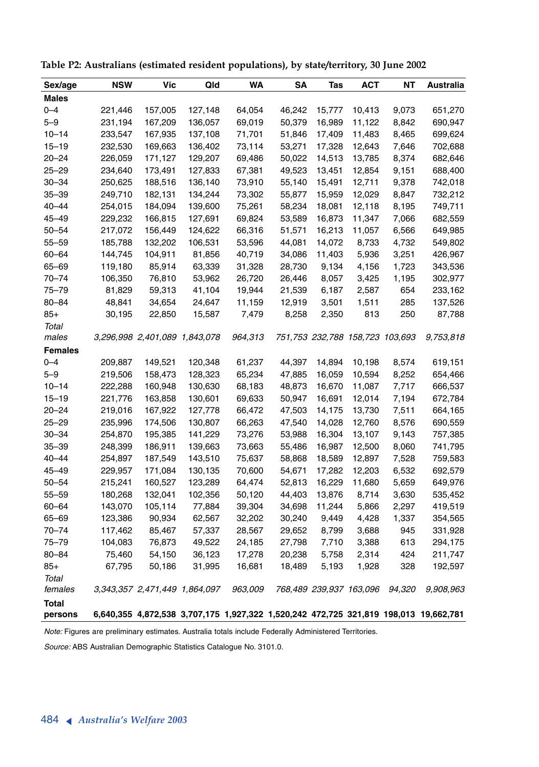**Table P2: Australians (estimated resident populations), by state/territory, 30 June 2002**

| Sex/age | NSW | Vic | Qld | WA | SA | Tas | ACT | NT | Australia |
|---|---|---|---|---|---|---|---|---|---|
| **Males** | | | | | | | | | |
| 0–4 | 221,446 | 157,005 | 127,148 | 64,054 | 46,242 | 15,777 | 10,413 | 9,073 | 651,270 |
| 5–9 | 231,194 | 167,209 | 136,057 | 69,019 | 50,379 | 16,989 | 11,122 | 8,842 | 690,947 |
| 10–14 | 233,547 | 167,935 | 137,108 | 71,701 | 51,846 | 17,409 | 11,483 | 8,465 | 699,624 |
| 15–19 | 232,530 | 169,663 | 136,402 | 73,114 | 53,271 | 17,328 | 12,643 | 7,646 | 702,688 |
| 20–24 | 226,059 | 171,127 | 129,207 | 69,486 | 50,022 | 14,513 | 13,785 | 8,374 | 682,646 |
| 25–29 | 234,640 | 173,491 | 127,833 | 67,381 | 49,523 | 13,451 | 12,854 | 9,151 | 688,400 |
| 30–34 | 250,625 | 188,516 | 136,140 | 73,910 | 55,140 | 15,491 | 12,711 | 9,378 | 742,018 |
| 35–39 | 249,710 | 182,131 | 134,244 | 73,302 | 55,877 | 15,959 | 12,029 | 8,847 | 732,212 |
| 40–44 | 254,015 | 184,094 | 139,600 | 75,261 | 58,234 | 18,081 | 12,118 | 8,195 | 749,711 |
| 45–49 | 229,232 | 166,815 | 127,691 | 69,824 | 53,589 | 16,873 | 11,347 | 7,066 | 682,559 |
| 50–54 | 217,072 | 156,449 | 124,622 | 66,316 | 51,571 | 16,213 | 11,057 | 6,566 | 649,985 |
| 55–59 | 185,788 | 132,202 | 106,531 | 53,596 | 44,081 | 14,072 | 8,733 | 4,732 | 549,802 |
| 60–64 | 144,745 | 104,911 | 81,856 | 40,719 | 34,086 | 11,403 | 5,936 | 3,251 | 426,967 |
| 65–69 | 119,180 | 85,914 | 63,339 | 31,328 | 28,730 | 9,134 | 4,156 | 1,723 | 343,536 |
| 70–74 | 106,350 | 76,810 | 53,962 | 26,720 | 26,446 | 8,057 | 3,425 | 1,195 | 302,977 |
| 75–79 | 81,829 | 59,313 | 41,104 | 19,944 | 21,539 | 6,187 | 2,587 | 654 | 233,162 |
| 80–84 | 48,841 | 34,654 | 24,647 | 11,159 | 12,919 | 3,501 | 1,511 | 285 | 137,526 |
| 85+ | 30,195 | 22,850 | 15,587 | 7,479 | 8,258 | 2,350 | 813 | 250 | 87,788 |
| *Total males* | *3,296,998* | *2,401,089* | *1,843,078* | *964,313* | *751,753* | *232,788* | *158,723* | *103,693* | *9,753,818* |
| **Females** | | | | | | | | | |
| 0–4 | 209,887 | 149,521 | 120,348 | 61,237 | 44,397 | 14,894 | 10,198 | 8,574 | 619,151 |
| 5–9 | 219,506 | 158,473 | 128,323 | 65,234 | 47,885 | 16,059 | 10,594 | 8,252 | 654,466 |
| 10–14 | 222,288 | 160,948 | 130,630 | 68,183 | 48,873 | 16,670 | 11,087 | 7,717 | 666,537 |
| 15–19 | 221,776 | 163,858 | 130,601 | 69,633 | 50,947 | 16,691 | 12,014 | 7,194 | 672,784 |
| 20–24 | 219,016 | 167,922 | 127,778 | 66,472 | 47,503 | 14,175 | 13,730 | 7,511 | 664,165 |
| 25–29 | 235,996 | 174,506 | 130,807 | 66,263 | 47,540 | 14,028 | 12,760 | 8,576 | 690,559 |
| 30–34 | 254,870 | 195,385 | 141,229 | 73,276 | 53,988 | 16,304 | 13,107 | 9,143 | 757,385 |
| 35–39 | 248,399 | 186,911 | 139,663 | 73,663 | 55,486 | 16,987 | 12,500 | 8,060 | 741,795 |
| 40–44 | 254,897 | 187,549 | 143,510 | 75,637 | 58,868 | 18,589 | 12,897 | 7,528 | 759,583 |
| 45–49 | 229,957 | 171,084 | 130,135 | 70,600 | 54,671 | 17,282 | 12,203 | 6,532 | 692,579 |
| 50–54 | 215,241 | 160,527 | 123,289 | 64,474 | 52,813 | 16,229 | 11,680 | 5,659 | 649,976 |
| 55–59 | 180,268 | 132,041 | 102,356 | 50,120 | 44,403 | 13,876 | 8,714 | 3,630 | 535,452 |
| 60–64 | 143,070 | 105,114 | 77,884 | 39,304 | 34,698 | 11,244 | 5,866 | 2,297 | 419,519 |
| 65–69 | 123,386 | 90,934 | 62,567 | 32,202 | 30,240 | 9,449 | 4,428 | 1,337 | 354,565 |
| 70–74 | 117,462 | 85,467 | 57,337 | 28,567 | 29,652 | 8,799 | 3,688 | 945 | 331,928 |
| 75–79 | 104,083 | 76,873 | 49,522 | 24,185 | 27,798 | 7,710 | 3,388 | 613 | 294,175 |
| 80–84 | 75,460 | 54,150 | 36,123 | 17,278 | 20,238 | 5,758 | 2,314 | 424 | 211,747 |
| 85+ | 67,795 | 50,186 | 31,995 | 16,681 | 18,489 | 5,193 | 1,928 | 328 | 192,597 |
| *Total females* | *3,343,357* | *2,471,449* | *1,864,097* | *963,009* | *768,489* | *239,937* | *163,096* | *94,320* | *9,908,963* |
| **Total persons** | **6,640,355** | **4,872,538** | **3,707,175** | **1,927,322** | **1,520,242** | **472,725** | **321,819** | **198,013** | **19,662,781** |

*Note:* Figures are preliminary estimates. Australia totals include Federally Administered Territories.

*Source:* ABS Australian Demographic Statistics Catalogue No. 3101.0.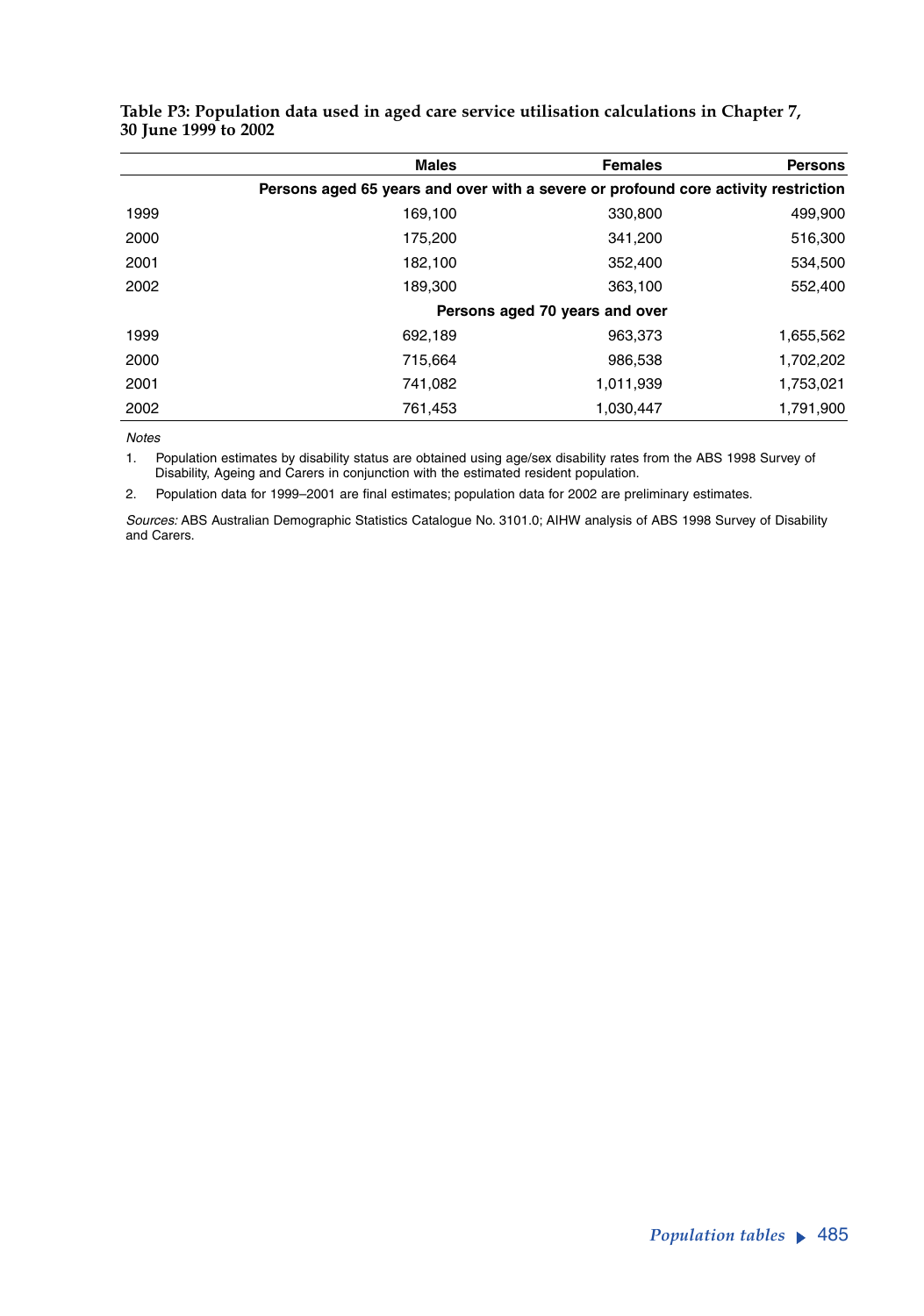**Table P3: Population data used in aged care service utilisation calculations in Chapter 7, 30 June 1999 to 2002**

| | Males | Females | Persons |
|---|---|---|---|
| | Persons aged 65 years and over with a severe or profound core activity restriction | | |
| 1999 | 169,100 | 330,800 | 499,900 |
| 2000 | 175,200 | 341,200 | 516,300 |
| 2001 | 182,100 | 352,400 | 534,500 |
| 2002 | 189,300 | 363,100 | 552,400 |
| | Persons aged 70 years and over | | |
| 1999 | 692,189 | 963,373 | 1,655,562 |
| 2000 | 715,664 | 986,538 | 1,702,202 |
| 2001 | 741,082 | 1,011,939 | 1,753,021 |
| 2002 | 761,453 | 1,030,447 | 1,791,900 |

*Notes*

1. Population estimates by disability status are obtained using age/sex disability rates from the ABS 1998 Survey of Disability, Ageing and Carers in conjunction with the estimated resident population.
2. Population data for 1999–2001 are final estimates; population data for 2002 are preliminary estimates.

*Sources:* ABS Australian Demographic Statistics Catalogue No. 3101.0; AIHW analysis of ABS 1998 Survey of Disability and Carers.